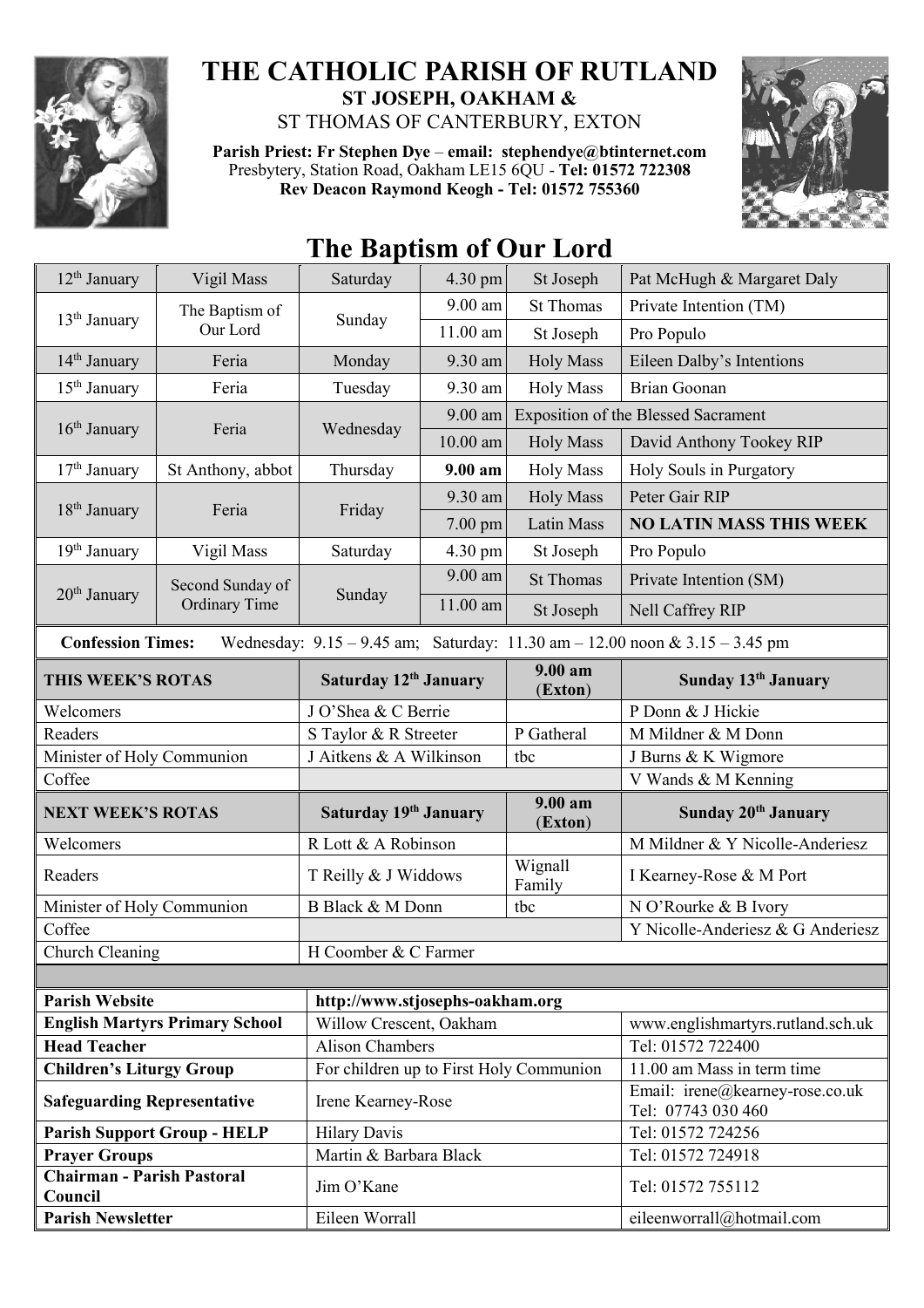# THE CATHOLIC PARISH OF RUTLAND

**ST JOSEPH, OAKHAM &**

ST THOMAS OF CANTERBURY, EXTON

**Parish Priest: Fr Stephen Dye** – **email: stephendye@btinternet.com**
Presbytery, Station Road, Oakham LE15 6QU - **Tel: 01572 722308**
**Rev Deacon Raymond Keogh - Tel: 01572 755360**

## The Baptism of Our Lord

| | | | | | |
|---|---|---|---|---|---|
| 12th January | Vigil Mass | Saturday | 4.30 pm | St Joseph | Pat McHugh & Margaret Daly |
| 13th January | The Baptism of Our Lord | Sunday | 9.00 am | St Thomas | Private Intention (TM) |
| | | | 11.00 am | St Joseph | Pro Populo |
| 14th January | Feria | Monday | 9.30 am | Holy Mass | Eileen Dalby's Intentions |
| 15th January | Feria | Tuesday | 9.30 am | Holy Mass | Brian Goonan |
| 16th January | Feria | Wednesday | 9.00 am | Exposition of the Blessed Sacrament | |
| | | | 10.00 am | Holy Mass | David Anthony Tookey RIP |
| 17th January | St Anthony, abbot | Thursday | **9.00 am** | Holy Mass | Holy Souls in Purgatory |
| 18th January | Feria | Friday | 9.30 am | Holy Mass | Peter Gair RIP |
| | | | 7.00 pm | Latin Mass | **NO LATIN MASS THIS WEEK** |
| 19th January | Vigil Mass | Saturday | 4.30 pm | St Joseph | Pro Populo |
| 20th January | Second Sunday of Ordinary Time | Sunday | 9.00 am | St Thomas | Private Intention (SM) |
| | | | 11.00 am | St Joseph | Nell Caffrey RIP |

**Confession Times:** Wednesday: 9.15 – 9.45 am; Saturday: 11.30 am – 12.00 noon & 3.15 – 3.45 pm

| THIS WEEK'S ROTAS | Saturday 12th January | 9.00 am (Exton) | Sunday 13th January |
|---|---|---|---|
| Welcomers | J O'Shea & C Berrie | | P Donn & J Hickie |
| Readers | S Taylor & R Streeter | P Gatheral | M Mildner & M Donn |
| Minister of Holy Communion | J Aitkens & A Wilkinson | tbc | J Burns & K Wigmore |
| Coffee | | | V Wands & M Kenning |
| **NEXT WEEK'S ROTAS** | **Saturday 19th January** | **9.00 am (Exton)** | **Sunday 20th January** |
| Welcomers | R Lott & A Robinson | | M Mildner & Y Nicolle-Anderiesz |
| Readers | T Reilly & J Widdows | Wignall Family | I Kearney-Rose & M Port |
| Minister of Holy Communion | B Black & M Donn | tbc | N O'Rourke & B Ivory |
| Coffee | | | Y Nicolle-Anderiesz & G Anderiesz |
| Church Cleaning | H Coomber & C Farmer | | |

| | | |
|---|---|---|
| **Parish Website** | **http://www.stjosephs-oakham.org** | |
| **English Martyrs Primary School** | Willow Crescent, Oakham | www.englishmartyrs.rutland.sch.uk |
| **Head Teacher** | Alison Chambers | Tel: 01572 722400 |
| **Children's Liturgy Group** | For children up to First Holy Communion | 11.00 am Mass in term time |
| **Safeguarding Representative** | Irene Kearney-Rose | Email: irene@kearney-rose.co.uk Tel: 07743 030 460 |
| **Parish Support Group - HELP** | Hilary Davis | Tel: 01572 724256 |
| **Prayer Groups** | Martin & Barbara Black | Tel: 01572 724918 |
| **Chairman - Parish Pastoral Council** | Jim O'Kane | Tel: 01572 755112 |
| **Parish Newsletter** | Eileen Worrall | eileenworrall@hotmail.com |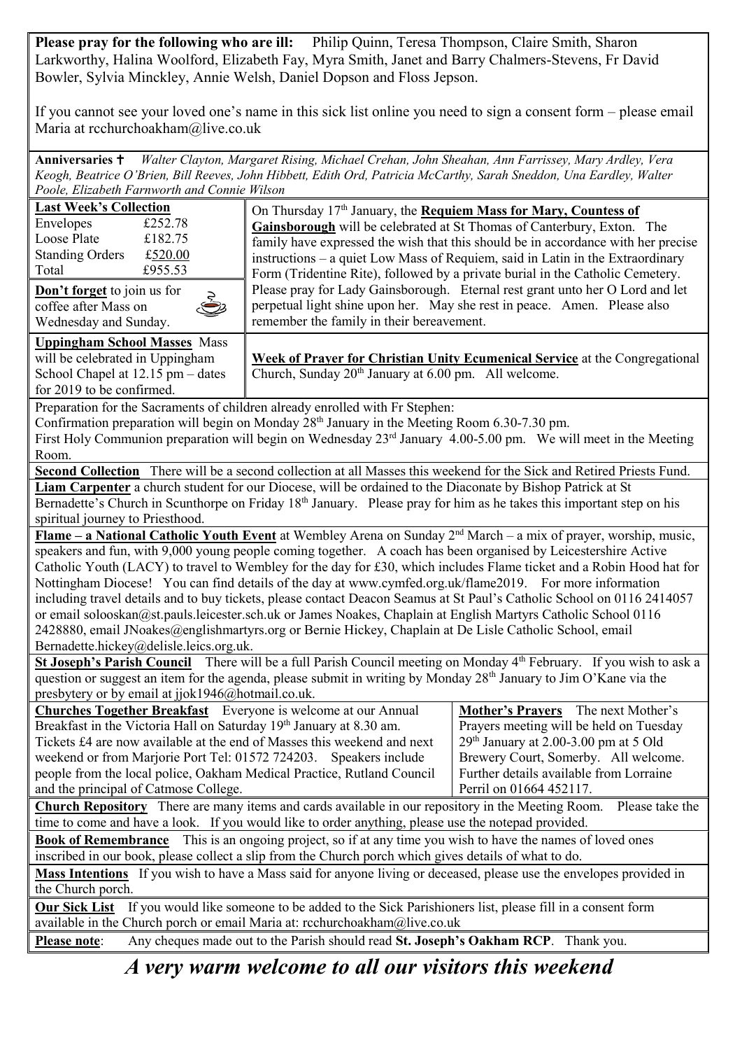**Please pray for the following who are ill:** Philip Quinn, Teresa Thompson, Claire Smith, Sharon Larkworthy, Halina Woolford, Elizabeth Fay, Myra Smith, Janet and Barry Chalmers-Stevens, Fr David Bowler, Sylvia Minckley, Annie Welsh, Daniel Dopson and Floss Jepson.

If you cannot see your loved one's name in this sick list online you need to sign a consent form – please email Maria at rcchurchoakham@live.co.uk

**Anniversaries ✝** *Walter Clayton, Margaret Rising, Michael Crehan, John Sheahan, Ann Farrissey, Mary Ardley, Vera Keogh, Beatrice O'Brien, Bill Reeves, John Hibbett, Edith Ord, Patricia McCarthy, Sarah Sneddon, Una Eardley, Walter Poole, Elizabeth Farnworth and Connie Wilson*

**Last Week's Collection**

| | |
|---|---|
| Envelopes | £252.78 |
| Loose Plate | £182.75 |
| Standing Orders | £520.00 |
| Total | £955.53 |

**Don't forget** to join us for coffee after Mass on Wednesday and Sunday.

On Thursday 17th January, the **Requiem Mass for Mary, Countess of Gainsborough** will be celebrated at St Thomas of Canterbury, Exton. The family have expressed the wish that this should be in accordance with her precise instructions – a quiet Low Mass of Requiem, said in Latin in the Extraordinary Form (Tridentine Rite), followed by a private burial in the Catholic Cemetery. Please pray for Lady Gainsborough. Eternal rest grant unto her O Lord and let perpetual light shine upon her. May she rest in peace. Amen. Please also remember the family in their bereavement.

**Uppingham School Masses** Mass will be celebrated in Uppingham School Chapel at 12.15 pm – dates for 2019 to be confirmed.

**Week of Prayer for Christian Unity Ecumenical Service** at the Congregational Church, Sunday 20th January at 6.00 pm. All welcome.

Preparation for the Sacraments of children already enrolled with Fr Stephen:
Confirmation preparation will begin on Monday 28th January in the Meeting Room 6.30-7.30 pm.
First Holy Communion preparation will begin on Wednesday 23rd January 4.00-5.00 pm. We will meet in the Meeting Room.

**Second Collection** There will be a second collection at all Masses this weekend for the Sick and Retired Priests Fund.

**Liam Carpenter** a church student for our Diocese, will be ordained to the Diaconate by Bishop Patrick at St Bernadette's Church in Scunthorpe on Friday 18th January. Please pray for him as he takes this important step on his spiritual journey to Priesthood.

**Flame – a National Catholic Youth Event** at Wembley Arena on Sunday 2nd March – a mix of prayer, worship, music, speakers and fun, with 9,000 young people coming together. A coach has been organised by Leicestershire Active Catholic Youth (LACY) to travel to Wembley for the day for £30, which includes Flame ticket and a Robin Hood hat for Nottingham Diocese! You can find details of the day at www.cymfed.org.uk/flame2019. For more information including travel details and to buy tickets, please contact Deacon Seamus at St Paul's Catholic School on 0116 2414057 or email solooskan@st.pauls.leicester.sch.uk or James Noakes, Chaplain at English Martyrs Catholic School 0116 2428880, email JNoakes@englishmartyrs.org or Bernie Hickey, Chaplain at De Lisle Catholic School, email Bernadette.hickey@delisle.leics.org.uk.

**St Joseph's Parish Council** There will be a full Parish Council meeting on Monday 4th February. If you wish to ask a question or suggest an item for the agenda, please submit in writing by Monday 28th January to Jim O'Kane via the presbytery or by email at jjok1946@hotmail.co.uk.

**Churches Together Breakfast** Everyone is welcome at our Annual Breakfast in the Victoria Hall on Saturday 19th January at 8.30 am. Tickets £4 are now available at the end of Masses this weekend and next weekend or from Marjorie Port Tel: 01572 724203. Speakers include people from the local police, Oakham Medical Practice, Rutland Council and the principal of Catmose College.

**Mother's Prayers** The next Mother's Prayers meeting will be held on Tuesday 29th January at 2.00-3.00 pm at 5 Old Brewery Court, Somerby. All welcome. Further details available from Lorraine Perril on 01664 452117.

**Church Repository** There are many items and cards available in our repository in the Meeting Room. Please take the time to come and have a look. If you would like to order anything, please use the notepad provided.

**Book of Remembrance** This is an ongoing project, so if at any time you wish to have the names of loved ones inscribed in our book, please collect a slip from the Church porch which gives details of what to do.

**Mass Intentions** If you wish to have a Mass said for anyone living or deceased, please use the envelopes provided in the Church porch.

**Our Sick List** If you would like someone to be added to the Sick Parishioners list, please fill in a consent form available in the Church porch or email Maria at: rcchurchoakham@live.co.uk

**Please note**: Any cheques made out to the Parish should read **St. Joseph's Oakham RCP**. Thank you.

***A very warm welcome to all our visitors this weekend***